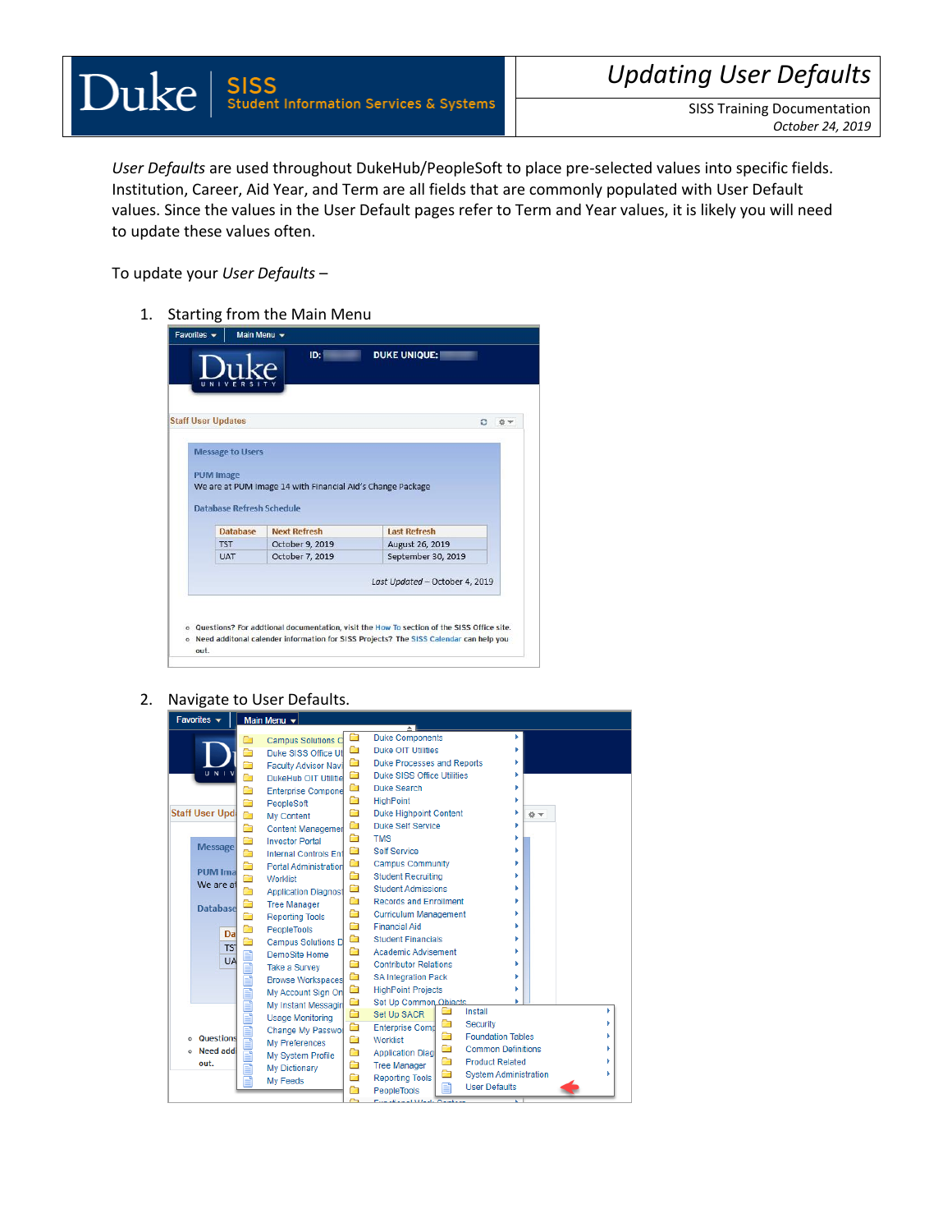# Updating User Defaults

Duke | SISS Student Information Services & Systems

SISS Training Documentation
*October 24, 2019*

*User Defaults* are used throughout DukeHub/PeopleSoft to place pre-selected values into specific fields. Institution, Career, Aid Year, and Term are all fields that are commonly populated with User Default values. Since the values in the User Default pages refer to Term and Year values, it is likely you will need to update these values often.

To update your *User Defaults* –

1. Starting from the Main Menu

2. Navigate to User Defaults.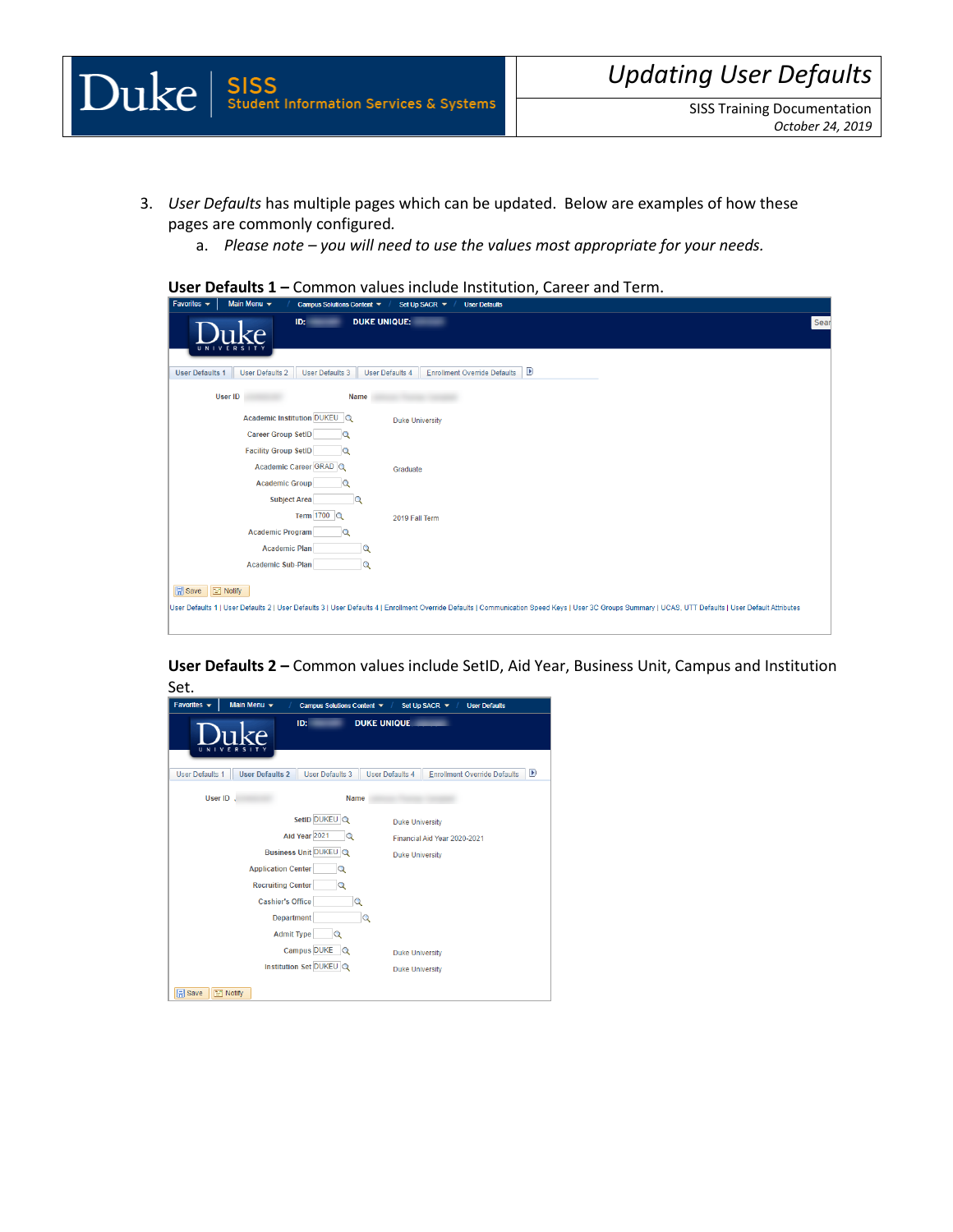3. *User Defaults* has multiple pages which can be updated. Below are examples of how these pages are commonly configured.
    a. *Please note – you will need to use the values most appropriate for your needs.*

**User Defaults 1 –** Common values include Institution, Career and Term.

**User Defaults 2 –** Common values include SetID, Aid Year, Business Unit, Campus and Institution Set.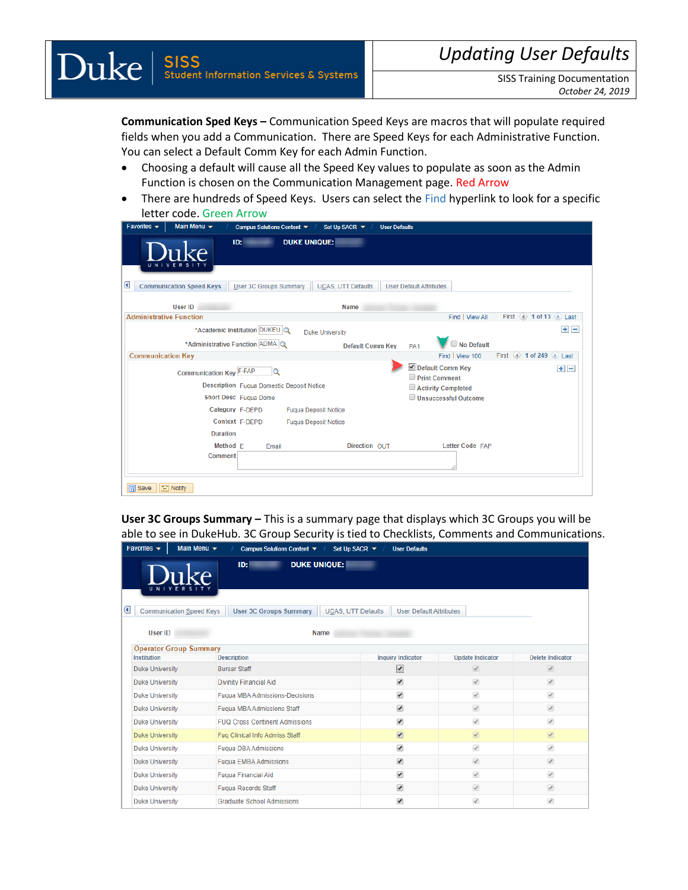**Communication Sped Keys –** Communication Speed Keys are macros that will populate required fields when you add a Communication. There are Speed Keys for each Administrative Function. You can select a Default Comm Key for each Admin Function.

- Choosing a default will cause all the Speed Key values to populate as soon as the Admin Function is chosen on the Communication Management page. Red Arrow
- There are hundreds of Speed Keys. Users can select the Find hyperlink to look for a specific letter code. Green Arrow

**User 3C Groups Summary –** This is a summary page that displays which 3C Groups you will be able to see in DukeHub. 3C Group Security is tied to Checklists, Comments and Communications.